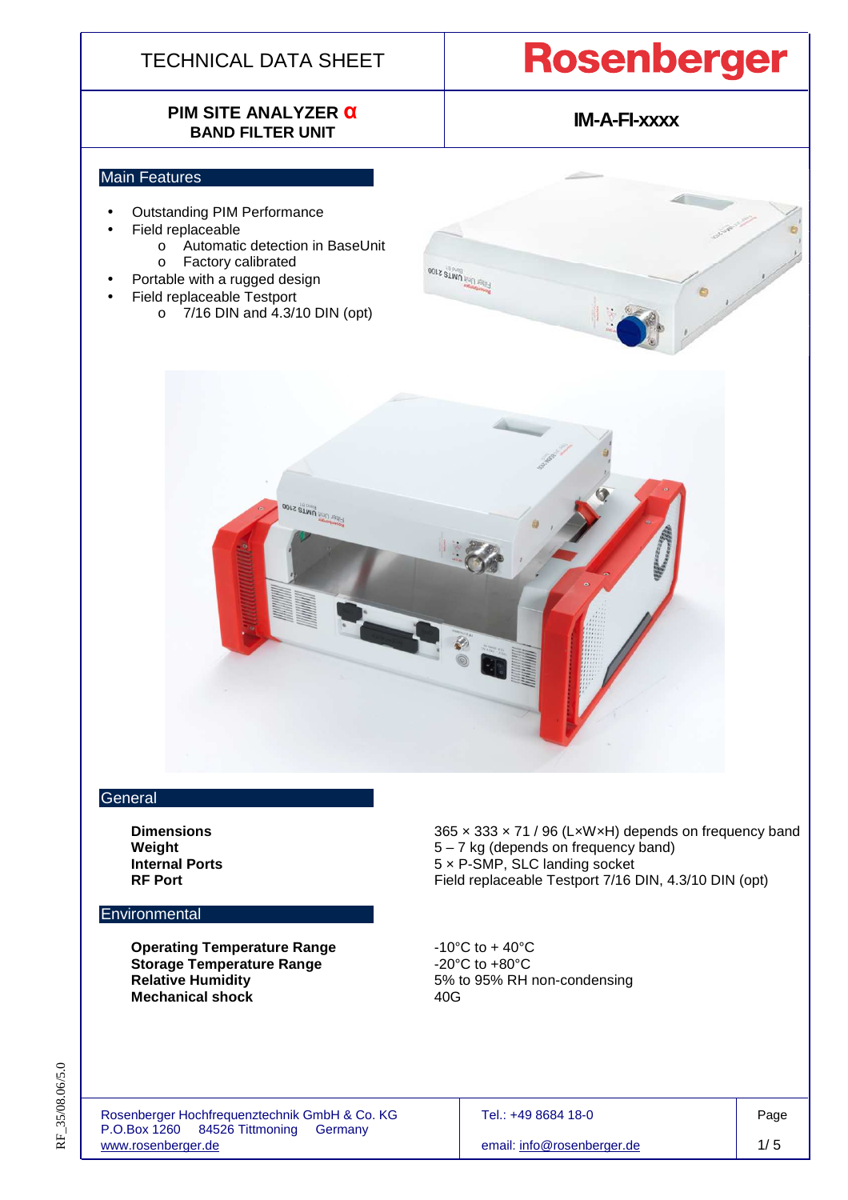TECHNICAL DATA SHEET

# Rosenberger

## PIM SITE ANALYZER α BAND FILTER UNIT

**IM-A-FI-xxxx**

### Main Features

- Outstanding PIM Performance
- Field replaceable
  - Automatic detection in BaseUnit
  - Factory calibrated
- Portable with a rugged design
- Field replaceable Testport
  - 7/16 DIN and 4.3/10 DIN (opt)

### General

| | |
|---|---|
| **Dimensions** | 365 × 333 × 71 / 96 (L×W×H) depends on frequency band |
| **Weight** | 5 – 7 kg (depends on frequency band) |
| **Internal Ports** | 5 × P-SMP, SLC landing socket |
| **RF Port** | Field replaceable Testport 7/16 DIN, 4.3/10 DIN (opt) |

### Environmental

| | |
|---|---|
| **Operating Temperature Range** | -10°C to + 40°C |
| **Storage Temperature Range** | -20°C to +80°C |
| **Relative Humidity** | 5% to 95% RH non-condensing |
| **Mechanical shock** | 40G |

Rosenberger Hochfrequenztechnik GmbH & Co. KG
P.O.Box 1260 84526 Tittmoning Germany
www.rosenberger.de

Tel.: +49 8684 18-0
email: info@rosenberger.de

RF_35/08.06/5.0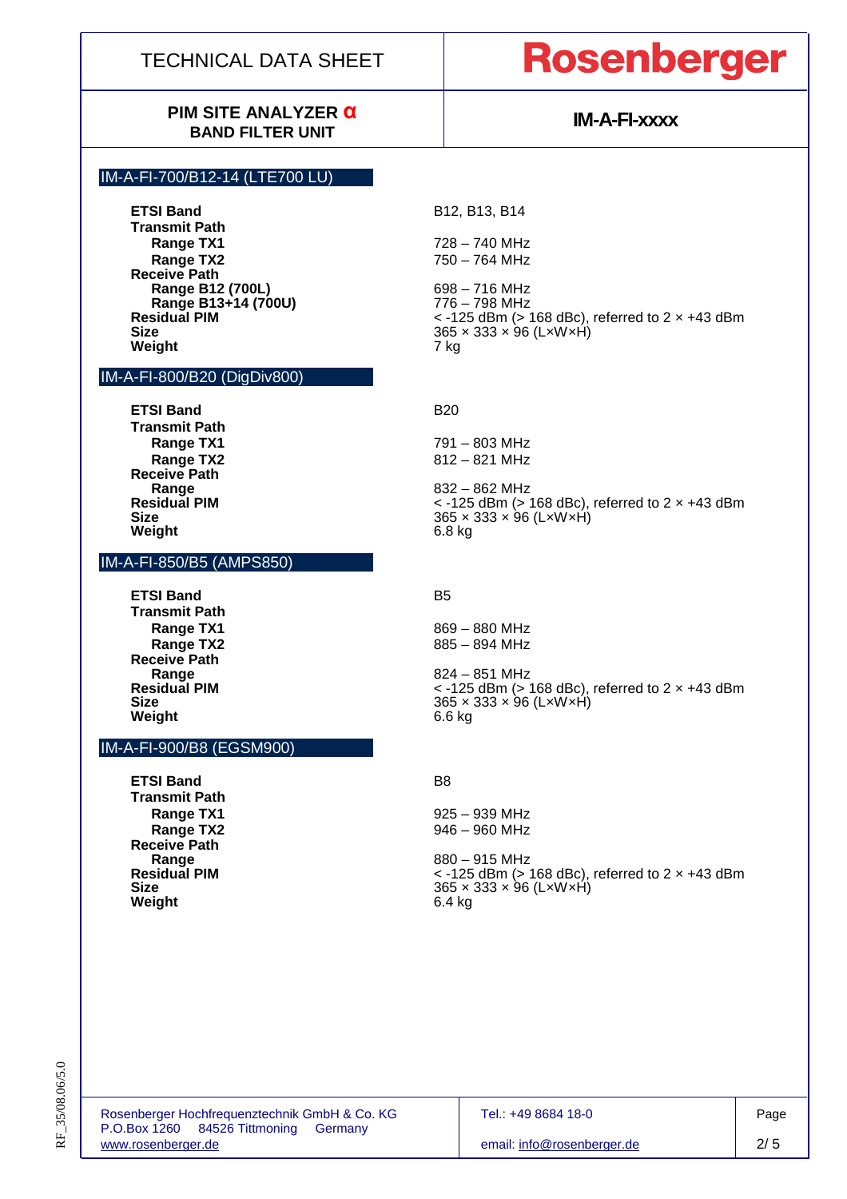# TECHNICAL DATA SHEET

**Rosenberger**

**PIM SITE ANALYZER α**
**BAND FILTER UNIT**

**IM-A-FI-xxxx**

## IM-A-FI-700/B12-14 (LTE700 LU)

| | |
|---|---|
| **ETSI Band** | B12, B13, B14 |
| **Transmit Path** | |
| **Range TX1** | 728 – 740 MHz |
| **Range TX2** | 750 – 764 MHz |
| **Receive Path** | |
| **Range B12 (700L)** | 698 – 716 MHz |
| **Range B13+14 (700U)** | 776 – 798 MHz |
| **Residual PIM** | < -125 dBm (> 168 dBc), referred to 2 × +43 dBm |
| **Size** | 365 × 333 × 96 (L×W×H) |
| **Weight** | 7 kg |

## IM-A-FI-800/B20 (DigDiv800)

| | |
|---|---|
| **ETSI Band** | B20 |
| **Transmit Path** | |
| **Range TX1** | 791 – 803 MHz |
| **Range TX2** | 812 – 821 MHz |
| **Receive Path** | |
| **Range** | 832 – 862 MHz |
| **Residual PIM** | < -125 dBm (> 168 dBc), referred to 2 × +43 dBm |
| **Size** | 365 × 333 × 96 (L×W×H) |
| **Weight** | 6.8 kg |

## IM-A-FI-850/B5 (AMPS850)

| | |
|---|---|
| **ETSI Band** | B5 |
| **Transmit Path** | |
| **Range TX1** | 869 – 880 MHz |
| **Range TX2** | 885 – 894 MHz |
| **Receive Path** | |
| **Range** | 824 – 851 MHz |
| **Residual PIM** | < -125 dBm (> 168 dBc), referred to 2 × +43 dBm |
| **Size** | 365 × 333 × 96 (L×W×H) |
| **Weight** | 6.6 kg |

## IM-A-FI-900/B8 (EGSM900)

| | |
|---|---|
| **ETSI Band** | B8 |
| **Transmit Path** | |
| **Range TX1** | 925 – 939 MHz |
| **Range TX2** | 946 – 960 MHz |
| **Receive Path** | |
| **Range** | 880 – 915 MHz |
| **Residual PIM** | < -125 dBm (> 168 dBc), referred to 2 × +43 dBm |
| **Size** | 365 × 333 × 96 (L×W×H) |
| **Weight** | 6.4 kg |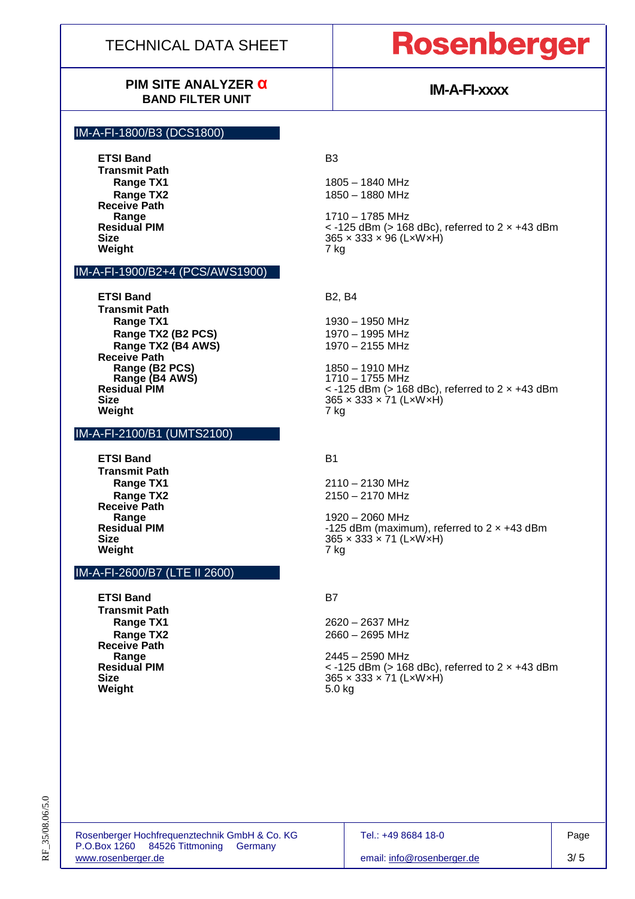# TECHNICAL DATA SHEET

**Rosenberger**

**PIM SITE ANALYZER α**
**BAND FILTER UNIT**

**IM-A-FI-xxxx**

## IM-A-FI-1800/B3 (DCS1800)

| | |
|---|---|
| **ETSI Band** | B3 |
| **Transmit Path** | |
| **Range TX1** | 1805 – 1840 MHz |
| **Range TX2** | 1850 – 1880 MHz |
| **Receive Path** | |
| **Range** | 1710 – 1785 MHz |
| **Residual PIM** | < -125 dBm (> 168 dBc), referred to 2 × +43 dBm |
| **Size** | 365 × 333 × 96 (L×W×H) |
| **Weight** | 7 kg |

## IM-A-FI-1900/B2+4 (PCS/AWS1900)

| | |
|---|---|
| **ETSI Band** | B2, B4 |
| **Transmit Path** | |
| **Range TX1** | 1930 – 1950 MHz |
| **Range TX2 (B2 PCS)** | 1970 – 1995 MHz |
| **Range TX2 (B4 AWS)** | 1970 – 2155 MHz |
| **Receive Path** | |
| **Range (B2 PCS)** | 1850 – 1910 MHz |
| **Range (B4 AWS)** | 1710 – 1755 MHz |
| **Residual PIM** | < -125 dBm (> 168 dBc), referred to 2 × +43 dBm |
| **Size** | 365 × 333 × 71 (L×W×H) |
| **Weight** | 7 kg |

## IM-A-FI-2100/B1 (UMTS2100)

| | |
|---|---|
| **ETSI Band** | B1 |
| **Transmit Path** | |
| **Range TX1** | 2110 – 2130 MHz |
| **Range TX2** | 2150 – 2170 MHz |
| **Receive Path** | |
| **Range** | 1920 – 2060 MHz |
| **Residual PIM** | -125 dBm (maximum), referred to 2 × +43 dBm |
| **Size** | 365 × 333 × 71 (L×W×H) |
| **Weight** | 7 kg |

## IM-A-FI-2600/B7 (LTE II 2600)

| | |
|---|---|
| **ETSI Band** | B7 |
| **Transmit Path** | |
| **Range TX1** | 2620 – 2637 MHz |
| **Range TX2** | 2660 – 2695 MHz |
| **Receive Path** | |
| **Range** | 2445 – 2590 MHz |
| **Residual PIM** | < -125 dBm (> 168 dBc), referred to 2 × +43 dBm |
| **Size** | 365 × 333 × 71 (L×W×H) |
| **Weight** | 5.0 kg |

Rosenberger Hochfrequenztechnik GmbH & Co. KG
P.O.Box 1260 84526 Tittmoning Germany
www.rosenberger.de

Tel.: +49 8684 18-0
email: info@rosenberger.de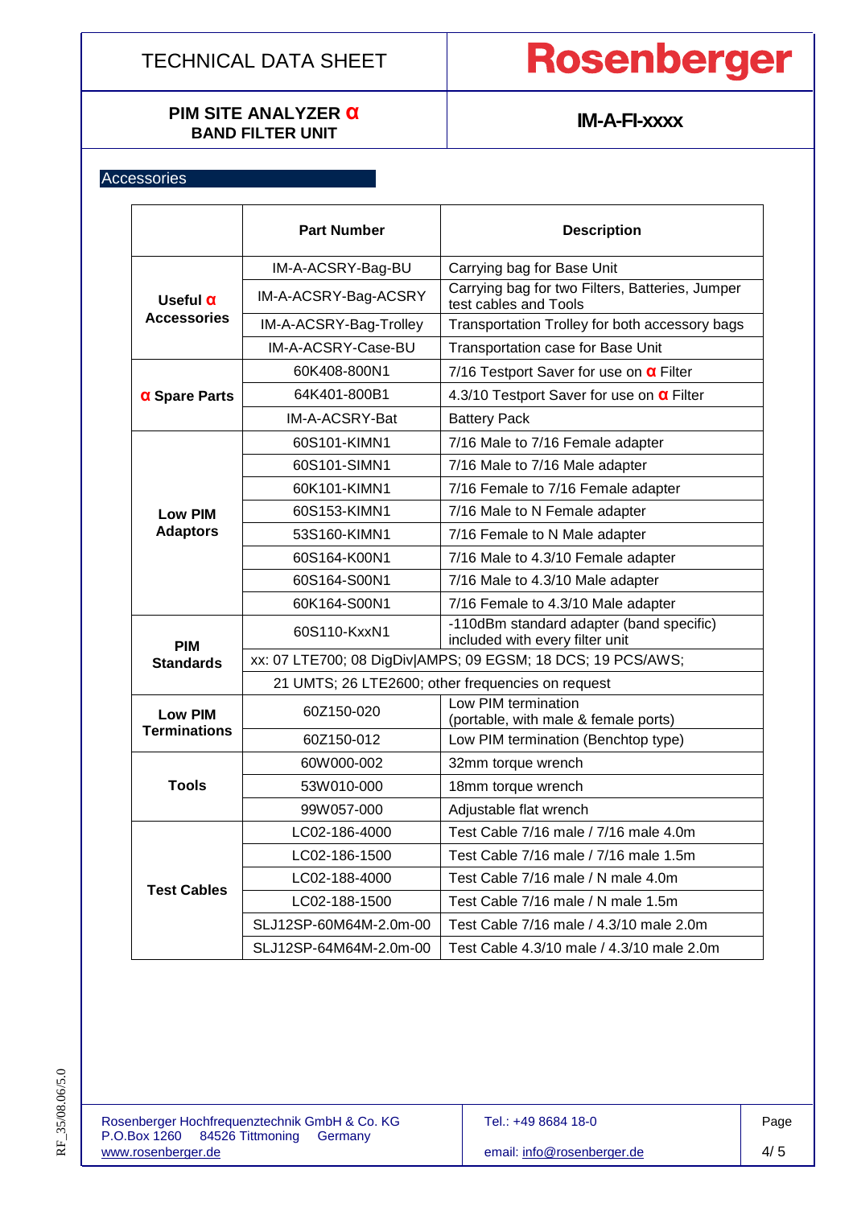## Accessories

| | Part Number | Description |
|---|---|---|
| **Useful α Accessories** | IM-A-ACSRY-Bag-BU | Carrying bag for Base Unit |
| | IM-A-ACSRY-Bag-ACSRY | Carrying bag for two Filters, Batteries, Jumper test cables and Tools |
| | IM-A-ACSRY-Bag-Trolley | Transportation Trolley for both accessory bags |
| | IM-A-ACSRY-Case-BU | Transportation case for Base Unit |
| **α Spare Parts** | 60K408-800N1 | 7/16 Testport Saver for use on α Filter |
| | 64K401-800B1 | 4.3/10 Testport Saver for use on α Filter |
| | IM-A-ACSRY-Bat | Battery Pack |
| **Low PIM Adaptors** | 60S101-KIMN1 | 7/16 Male to 7/16 Female adapter |
| | 60S101-SIMN1 | 7/16 Male to 7/16 Male adapter |
| | 60K101-KIMN1 | 7/16 Female to 7/16 Female adapter |
| | 60S153-KIMN1 | 7/16 Male to N Female adapter |
| | 53S160-KIMN1 | 7/16 Female to N Male adapter |
| | 60S164-K00N1 | 7/16 Male to 4.3/10 Female adapter |
| | 60S164-S00N1 | 7/16 Male to 4.3/10 Male adapter |
| | 60K164-S00N1 | 7/16 Female to 4.3/10 Male adapter |
| **PIM Standards** | 60S110-KxxN1 | -110dBm standard adapter (band specific) included with every filter unit |
| | xx: 07 LTE700; 08 DigDiv\|AMPS; 09 EGSM; 18 DCS; 19 PCS/AWS; | |
| | 21 UMTS; 26 LTE2600; other frequencies on request | |
| **Low PIM Terminations** | 60Z150-020 | Low PIM termination (portable, with male & female ports) |
| | 60Z150-012 | Low PIM termination (Benchtop type) |
| **Tools** | 60W000-002 | 32mm torque wrench |
| | 53W010-000 | 18mm torque wrench |
| | 99W057-000 | Adjustable flat wrench |
| **Test Cables** | LC02-186-4000 | Test Cable 7/16 male / 7/16 male 4.0m |
| | LC02-186-1500 | Test Cable 7/16 male / 7/16 male 1.5m |
| | LC02-188-4000 | Test Cable 7/16 male / N male 4.0m |
| | LC02-188-1500 | Test Cable 7/16 male / N male 1.5m |
| | SLJ12SP-60M64M-2.0m-00 | Test Cable 7/16 male / 4.3/10 male 2.0m |
| | SLJ12SP-64M64M-2.0m-00 | Test Cable 4.3/10 male / 4.3/10 male 2.0m |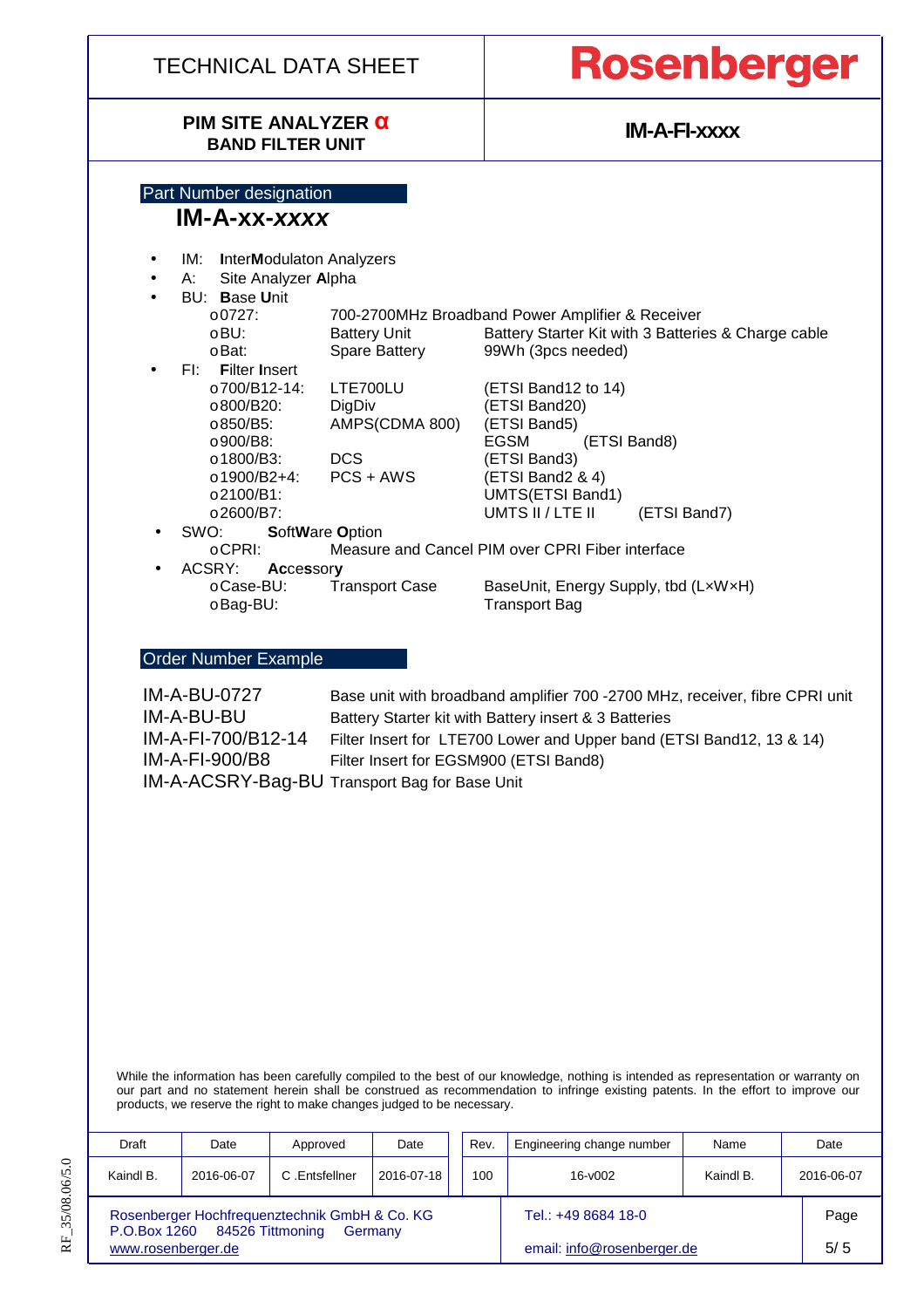# TECHNICAL DATA SHEET

**Rosenberger**

**PIM SITE ANALYZER α**
**BAND FILTER UNIT**

**IM-A-FI-xxxx**

## Part Number designation

**IM-A-xx-*xxxx***

- IM: **I**nter**M**odulaton Analyzers
- A: Site Analyzer **A**lpha
- BU: **B**ase **U**nit
  - 0727: 700-2700MHz Broadband Power Amplifier & Receiver
  - BU: Battery Unit — Battery Starter Kit with 3 Batteries & Charge cable
  - Bat: Spare Battery — 99Wh (3pcs needed)
- FI: **F**ilter **I**nsert
  - 700/B12-14: LTE700LU (ETSI Band12 to 14)
  - 800/B20: DigDiv (ETSI Band20)
  - 850/B5: AMPS(CDMA 800) (ETSI Band5)
  - 900/B8: EGSM (ETSI Band8)
  - 1800/B3: DCS (ETSI Band3)
  - 1900/B2+4: PCS + AWS (ETSI Band2 & 4)
  - 2100/B1: UMTS(ETSI Band1)
  - 2600/B7: UMTS II / LTE II (ETSI Band7)
- SWO: **S**oft**W**are **O**ption
  - CPRI: Measure and Cancel PIM over CPRI Fiber interface
- ACSRY: **Acc**e**ss**or**y**
  - Case-BU: Transport Case — BaseUnit, Energy Supply, tbd (L×W×H)
  - Bag-BU: Transport Bag

## Order Number Example

| | |
|---|---|
| IM-A-BU-0727 | Base unit with broadband amplifier 700 -2700 MHz, receiver, fibre CPRI unit |
| IM-A-BU-BU | Battery Starter kit with Battery insert & 3 Batteries |
| IM-A-FI-700/B12-14 | Filter Insert for LTE700 Lower and Upper band (ETSI Band12, 13 & 14) |
| IM-A-FI-900/B8 | Filter Insert for EGSM900 (ETSI Band8) |
| IM-A-ACSRY-Bag-BU | Transport Bag for Base Unit |

While the information has been carefully compiled to the best of our knowledge, nothing is intended as representation or warranty on our part and no statement herein shall be construed as recommendation to infringe existing patents. In the effort to improve our products, we reserve the right to make changes judged to be necessary.

| Draft | Date | Approved | Date | Rev. | Engineering change number | Name | Date |
|---|---|---|---|---|---|---|---|
| Kaindl B. | 2016-06-07 | C .Entsfellner | 2016-07-18 | 100 | 16-v002 | Kaindl B. | 2016-06-07 |

Rosenberger Hochfrequenztechnik GmbH & Co. KG
P.O.Box 1260 84526 Tittmoning Germany
www.rosenberger.de

Tel.: +49 8684 18-0
email: info@rosenberger.de

RF_35/08.06/5.0